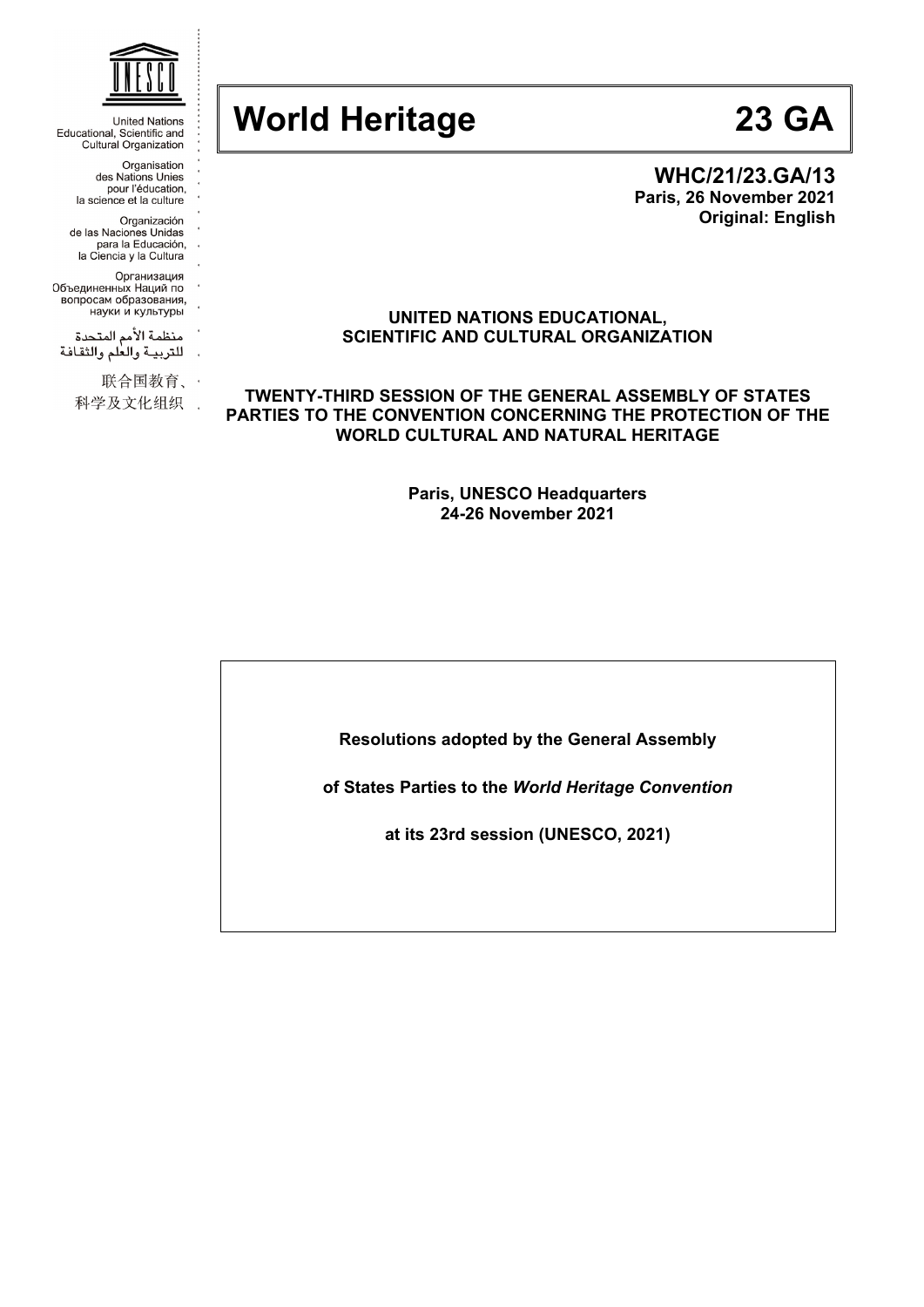United Nations Educational, Scientific and Cultural Organization

Organisation des Nations Unies pour l'éducation, la science et la culture

Organización de las Naciones Unidas para la Educación, la Ciencia y la Cultura

Организация Объединенных Наций по вопросам образования, науки и культуры

منظمة الأمم المتحدة للتربية والعلم والثقافة

联合国教育、科学及文化组织

# World Heritage 23 GA

**WHC/21/23.GA/13**
**Paris, 26 November 2021**
**Original: English**

**UNITED NATIONS EDUCATIONAL, SCIENTIFIC AND CULTURAL ORGANIZATION**

**TWENTY-THIRD SESSION OF THE GENERAL ASSEMBLY OF STATES PARTIES TO THE CONVENTION CONCERNING THE PROTECTION OF THE WORLD CULTURAL AND NATURAL HERITAGE**

**Paris, UNESCO Headquarters**
**24-26 November 2021**

**Resolutions adopted by the General Assembly**

**of States Parties to the *World Heritage Convention***

**at its 23rd session (UNESCO, 2021)**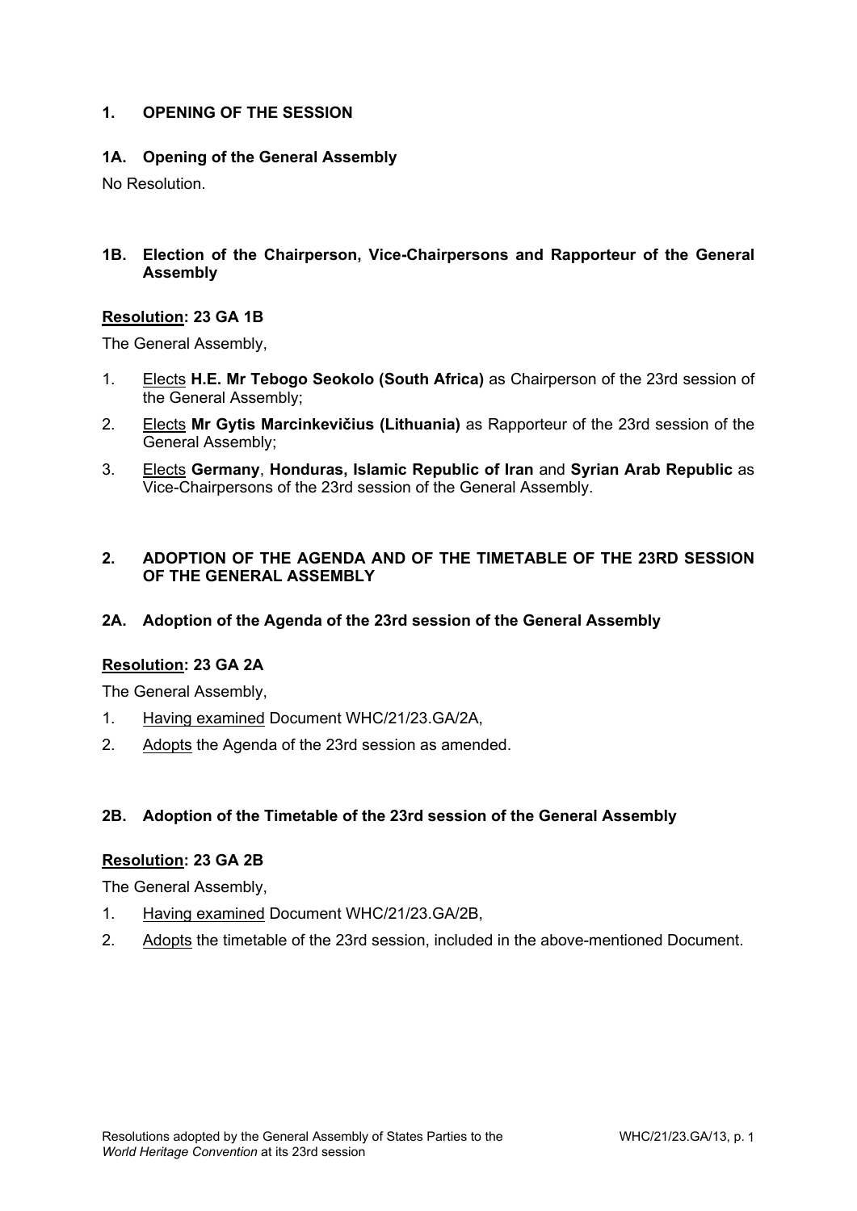## 1. OPENING OF THE SESSION

### 1A. Opening of the General Assembly

No Resolution.

### 1B. Election of the Chairperson, Vice-Chairpersons and Rapporteur of the General Assembly

**Resolution: 23 GA 1B**

The General Assembly,

1. Elects **H.E. Mr Tebogo Seokolo (South Africa)** as Chairperson of the 23rd session of the General Assembly;
2. Elects **Mr Gytis Marcinkevičius (Lithuania)** as Rapporteur of the 23rd session of the General Assembly;
3. Elects **Germany**, **Honduras, Islamic Republic of Iran** and **Syrian Arab Republic** as Vice-Chairpersons of the 23rd session of the General Assembly.

## 2. ADOPTION OF THE AGENDA AND OF THE TIMETABLE OF THE 23RD SESSION OF THE GENERAL ASSEMBLY

### 2A. Adoption of the Agenda of the 23rd session of the General Assembly

**Resolution: 23 GA 2A**

The General Assembly,

1. Having examined Document WHC/21/23.GA/2A,
2. Adopts the Agenda of the 23rd session as amended.

### 2B. Adoption of the Timetable of the 23rd session of the General Assembly

**Resolution: 23 GA 2B**

The General Assembly,

1. Having examined Document WHC/21/23.GA/2B,
2. Adopts the timetable of the 23rd session, included in the above-mentioned Document.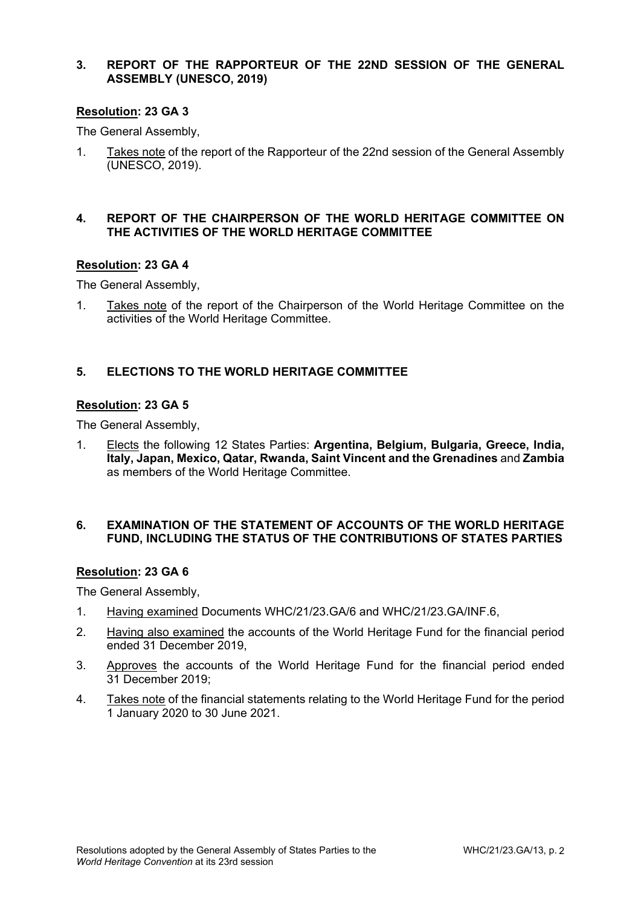## 3. REPORT OF THE RAPPORTEUR OF THE 22ND SESSION OF THE GENERAL ASSEMBLY (UNESCO, 2019)

**Resolution: 23 GA 3**

The General Assembly,

1. Takes note of the report of the Rapporteur of the 22nd session of the General Assembly (UNESCO, 2019).

## 4. REPORT OF THE CHAIRPERSON OF THE WORLD HERITAGE COMMITTEE ON THE ACTIVITIES OF THE WORLD HERITAGE COMMITTEE

**Resolution: 23 GA 4**

The General Assembly,

1. Takes note of the report of the Chairperson of the World Heritage Committee on the activities of the World Heritage Committee.

## 5. ELECTIONS TO THE WORLD HERITAGE COMMITTEE

**Resolution: 23 GA 5**

The General Assembly,

1. Elects the following 12 States Parties: **Argentina, Belgium, Bulgaria, Greece, India, Italy, Japan, Mexico, Qatar, Rwanda, Saint Vincent and the Grenadines** and **Zambia** as members of the World Heritage Committee.

## 6. EXAMINATION OF THE STATEMENT OF ACCOUNTS OF THE WORLD HERITAGE FUND, INCLUDING THE STATUS OF THE CONTRIBUTIONS OF STATES PARTIES

**Resolution: 23 GA 6**

The General Assembly,

1. Having examined Documents WHC/21/23.GA/6 and WHC/21/23.GA/INF.6,
2. Having also examined the accounts of the World Heritage Fund for the financial period ended 31 December 2019,
3. Approves the accounts of the World Heritage Fund for the financial period ended 31 December 2019;
4. Takes note of the financial statements relating to the World Heritage Fund for the period 1 January 2020 to 30 June 2021.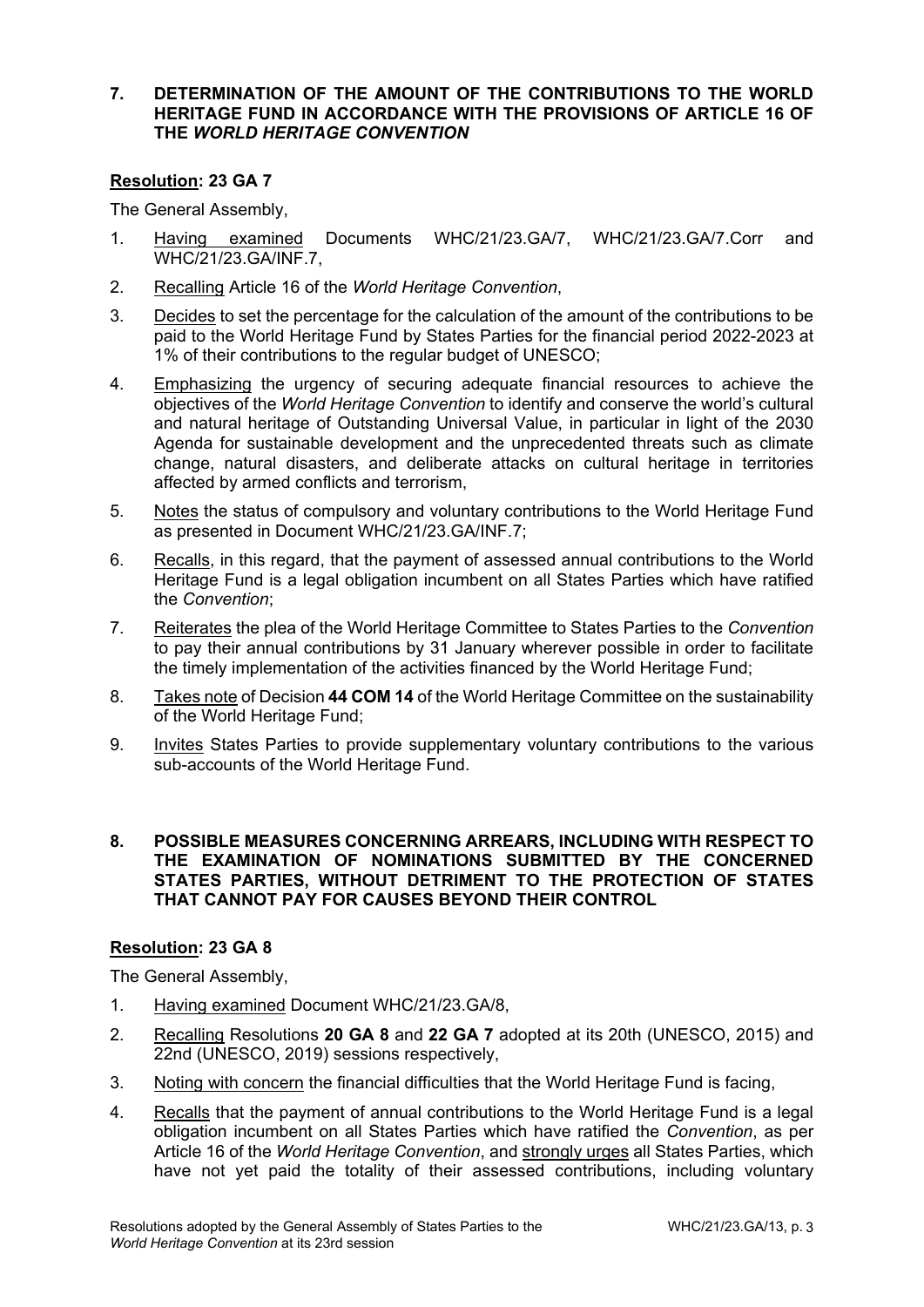## 7. DETERMINATION OF THE AMOUNT OF THE CONTRIBUTIONS TO THE WORLD HERITAGE FUND IN ACCORDANCE WITH THE PROVISIONS OF ARTICLE 16 OF THE *WORLD HERITAGE CONVENTION*

**Resolution: 23 GA 7**

The General Assembly,

1. Having examined Documents WHC/21/23.GA/7, WHC/21/23.GA/7.Corr and WHC/21/23.GA/INF.7,
2. Recalling Article 16 of the *World Heritage Convention*,
3. Decides to set the percentage for the calculation of the amount of the contributions to be paid to the World Heritage Fund by States Parties for the financial period 2022-2023 at 1% of their contributions to the regular budget of UNESCO;
4. Emphasizing the urgency of securing adequate financial resources to achieve the objectives of the *World Heritage Convention* to identify and conserve the world's cultural and natural heritage of Outstanding Universal Value, in particular in light of the 2030 Agenda for sustainable development and the unprecedented threats such as climate change, natural disasters, and deliberate attacks on cultural heritage in territories affected by armed conflicts and terrorism,
5. Notes the status of compulsory and voluntary contributions to the World Heritage Fund as presented in Document WHC/21/23.GA/INF.7;
6. Recalls, in this regard, that the payment of assessed annual contributions to the World Heritage Fund is a legal obligation incumbent on all States Parties which have ratified the *Convention*;
7. Reiterates the plea of the World Heritage Committee to States Parties to the *Convention* to pay their annual contributions by 31 January wherever possible in order to facilitate the timely implementation of the activities financed by the World Heritage Fund;
8. Takes note of Decision **44 COM 14** of the World Heritage Committee on the sustainability of the World Heritage Fund;
9. Invites States Parties to provide supplementary voluntary contributions to the various sub-accounts of the World Heritage Fund.

## 8. POSSIBLE MEASURES CONCERNING ARREARS, INCLUDING WITH RESPECT TO THE EXAMINATION OF NOMINATIONS SUBMITTED BY THE CONCERNED STATES PARTIES, WITHOUT DETRIMENT TO THE PROTECTION OF STATES THAT CANNOT PAY FOR CAUSES BEYOND THEIR CONTROL

**Resolution: 23 GA 8**

The General Assembly,

1. Having examined Document WHC/21/23.GA/8,
2. Recalling Resolutions **20 GA 8** and **22 GA 7** adopted at its 20th (UNESCO, 2015) and 22nd (UNESCO, 2019) sessions respectively,
3. Noting with concern the financial difficulties that the World Heritage Fund is facing,
4. Recalls that the payment of annual contributions to the World Heritage Fund is a legal obligation incumbent on all States Parties which have ratified the *Convention*, as per Article 16 of the *World Heritage Convention*, and strongly urges all States Parties, which have not yet paid the totality of their assessed contributions, including voluntary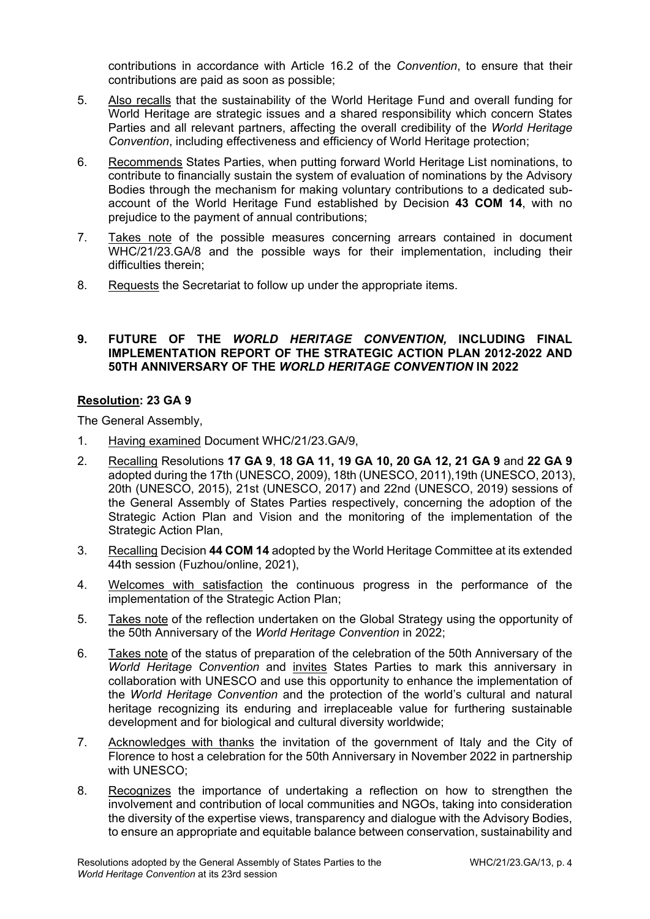contributions in accordance with Article 16.2 of the *Convention*, to ensure that their contributions are paid as soon as possible;

5. Also recalls that the sustainability of the World Heritage Fund and overall funding for World Heritage are strategic issues and a shared responsibility which concern States Parties and all relevant partners, affecting the overall credibility of the *World Heritage Convention*, including effectiveness and efficiency of World Heritage protection;
6. Recommends States Parties, when putting forward World Heritage List nominations, to contribute to financially sustain the system of evaluation of nominations by the Advisory Bodies through the mechanism for making voluntary contributions to a dedicated sub-account of the World Heritage Fund established by Decision **43 COM 14**, with no prejudice to the payment of annual contributions;
7. Takes note of the possible measures concerning arrears contained in document WHC/21/23.GA/8 and the possible ways for their implementation, including their difficulties therein;
8. Requests the Secretariat to follow up under the appropriate items.

## 9. FUTURE OF THE *WORLD HERITAGE CONVENTION,* INCLUDING FINAL IMPLEMENTATION REPORT OF THE STRATEGIC ACTION PLAN 2012-2022 AND 50TH ANNIVERSARY OF THE *WORLD HERITAGE CONVENTION* IN 2022

### Resolution: 23 GA 9

The General Assembly,

1. Having examined Document WHC/21/23.GA/9,
2. Recalling Resolutions **17 GA 9**, **18 GA 11, 19 GA 10, 20 GA 12, 21 GA 9** and **22 GA 9** adopted during the 17th (UNESCO, 2009), 18th (UNESCO, 2011),19th (UNESCO, 2013), 20th (UNESCO, 2015), 21st (UNESCO, 2017) and 22nd (UNESCO, 2019) sessions of the General Assembly of States Parties respectively, concerning the adoption of the Strategic Action Plan and Vision and the monitoring of the implementation of the Strategic Action Plan,
3. Recalling Decision **44 COM 14** adopted by the World Heritage Committee at its extended 44th session (Fuzhou/online, 2021),
4. Welcomes with satisfaction the continuous progress in the performance of the implementation of the Strategic Action Plan;
5. Takes note of the reflection undertaken on the Global Strategy using the opportunity of the 50th Anniversary of the *World Heritage Convention* in 2022;
6. Takes note of the status of preparation of the celebration of the 50th Anniversary of the *World Heritage Convention* and invites States Parties to mark this anniversary in collaboration with UNESCO and use this opportunity to enhance the implementation of the *World Heritage Convention* and the protection of the world's cultural and natural heritage recognizing its enduring and irreplaceable value for furthering sustainable development and for biological and cultural diversity worldwide;
7. Acknowledges with thanks the invitation of the government of Italy and the City of Florence to host a celebration for the 50th Anniversary in November 2022 in partnership with UNESCO;
8. Recognizes the importance of undertaking a reflection on how to strengthen the involvement and contribution of local communities and NGOs, taking into consideration the diversity of the expertise views, transparency and dialogue with the Advisory Bodies, to ensure an appropriate and equitable balance between conservation, sustainability and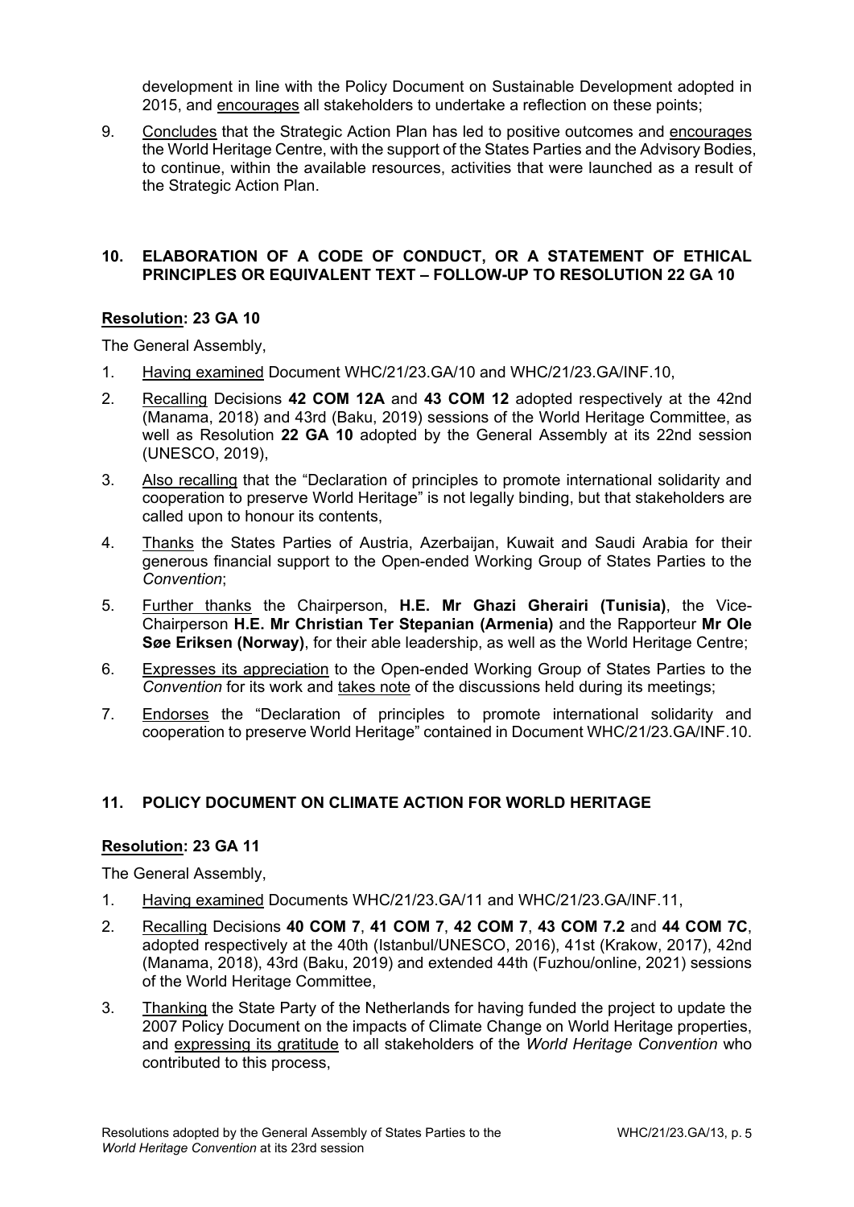development in line with the Policy Document on Sustainable Development adopted in 2015, and encourages all stakeholders to undertake a reflection on these points;

9. Concludes that the Strategic Action Plan has led to positive outcomes and encourages the World Heritage Centre, with the support of the States Parties and the Advisory Bodies, to continue, within the available resources, activities that were launched as a result of the Strategic Action Plan.

## 10. ELABORATION OF A CODE OF CONDUCT, OR A STATEMENT OF ETHICAL PRINCIPLES OR EQUIVALENT TEXT – FOLLOW-UP TO RESOLUTION 22 GA 10

**Resolution: 23 GA 10**

The General Assembly,

1. Having examined Document WHC/21/23.GA/10 and WHC/21/23.GA/INF.10,
2. Recalling Decisions **42 COM 12A** and **43 COM 12** adopted respectively at the 42nd (Manama, 2018) and 43rd (Baku, 2019) sessions of the World Heritage Committee, as well as Resolution **22 GA 10** adopted by the General Assembly at its 22nd session (UNESCO, 2019),
3. Also recalling that the "Declaration of principles to promote international solidarity and cooperation to preserve World Heritage" is not legally binding, but that stakeholders are called upon to honour its contents,
4. Thanks the States Parties of Austria, Azerbaijan, Kuwait and Saudi Arabia for their generous financial support to the Open-ended Working Group of States Parties to the *Convention*;
5. Further thanks the Chairperson, **H.E. Mr Ghazi Gherairi (Tunisia)**, the Vice-Chairperson **H.E. Mr Christian Ter Stepanian (Armenia)** and the Rapporteur **Mr Ole Søe Eriksen (Norway)**, for their able leadership, as well as the World Heritage Centre;
6. Expresses its appreciation to the Open-ended Working Group of States Parties to the *Convention* for its work and takes note of the discussions held during its meetings;
7. Endorses the "Declaration of principles to promote international solidarity and cooperation to preserve World Heritage" contained in Document WHC/21/23.GA/INF.10.

## 11. POLICY DOCUMENT ON CLIMATE ACTION FOR WORLD HERITAGE

**Resolution: 23 GA 11**

The General Assembly,

1. Having examined Documents WHC/21/23.GA/11 and WHC/21/23.GA/INF.11,
2. Recalling Decisions **40 COM 7**, **41 COM 7**, **42 COM 7**, **43 COM 7.2** and **44 COM 7C**, adopted respectively at the 40th (Istanbul/UNESCO, 2016), 41st (Krakow, 2017), 42nd (Manama, 2018), 43rd (Baku, 2019) and extended 44th (Fuzhou/online, 2021) sessions of the World Heritage Committee,
3. Thanking the State Party of the Netherlands for having funded the project to update the 2007 Policy Document on the impacts of Climate Change on World Heritage properties, and expressing its gratitude to all stakeholders of the *World Heritage Convention* who contributed to this process,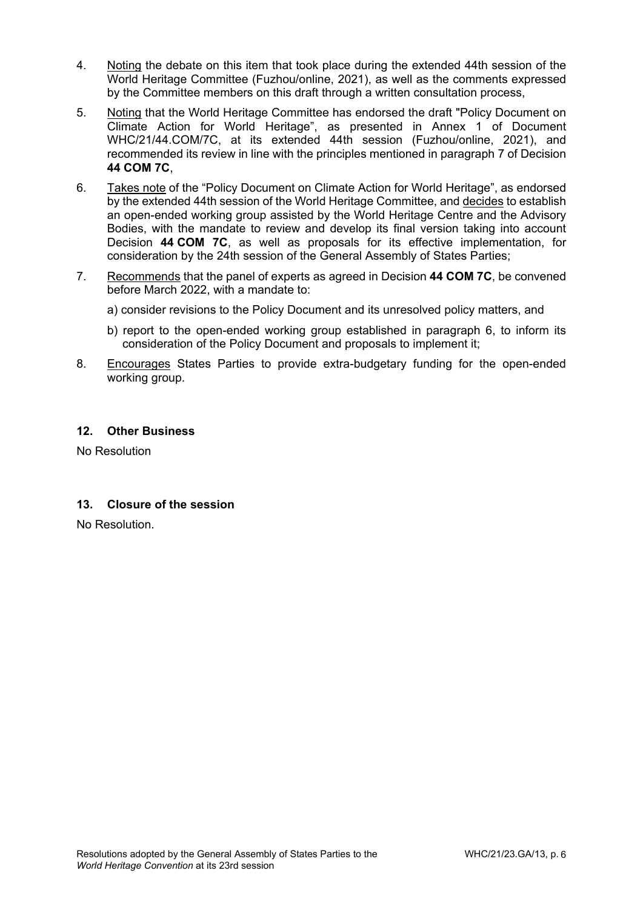4. Noting the debate on this item that took place during the extended 44th session of the World Heritage Committee (Fuzhou/online, 2021), as well as the comments expressed by the Committee members on this draft through a written consultation process,

5. Noting that the World Heritage Committee has endorsed the draft "Policy Document on Climate Action for World Heritage", as presented in Annex 1 of Document WHC/21/44.COM/7C, at its extended 44th session (Fuzhou/online, 2021), and recommended its review in line with the principles mentioned in paragraph 7 of Decision **44 COM 7C**,

6. Takes note of the "Policy Document on Climate Action for World Heritage", as endorsed by the extended 44th session of the World Heritage Committee, and decides to establish an open-ended working group assisted by the World Heritage Centre and the Advisory Bodies, with the mandate to review and develop its final version taking into account Decision **44 COM 7C**, as well as proposals for its effective implementation, for consideration by the 24th session of the General Assembly of States Parties;

7. Recommends that the panel of experts as agreed in Decision **44 COM 7C**, be convened before March 2022, with a mandate to:

   a) consider revisions to the Policy Document and its unresolved policy matters, and

   b) report to the open-ended working group established in paragraph 6, to inform its consideration of the Policy Document and proposals to implement it;

8. Encourages States Parties to provide extra-budgetary funding for the open-ended working group.

## 12. Other Business

No Resolution

## 13. Closure of the session

No Resolution.